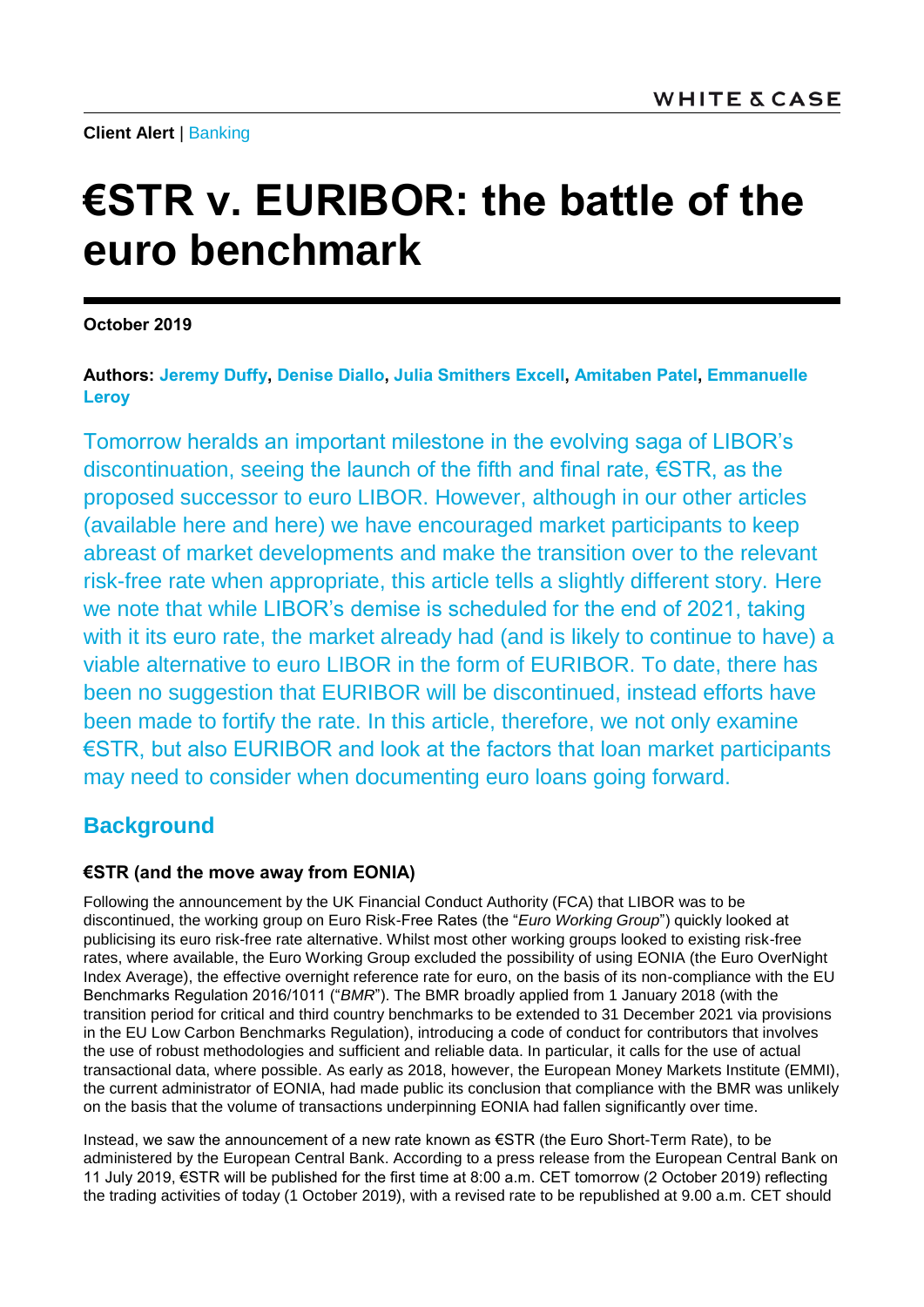WHITE & CASE

**Client Alert** | Banking

# €STR v. EURIBOR: the battle of the euro benchmark

**October 2019**

**Authors: Jeremy Duffy, Denise Diallo, Julia Smithers Excell, Amitaben Patel, Emmanuelle Leroy**

Tomorrow heralds an important milestone in the evolving saga of LIBOR's discontinuation, seeing the launch of the fifth and final rate, €STR, as the proposed successor to euro LIBOR. However, although in our other articles (available here and here) we have encouraged market participants to keep abreast of market developments and make the transition over to the relevant risk-free rate when appropriate, this article tells a slightly different story. Here we note that while LIBOR's demise is scheduled for the end of 2021, taking with it its euro rate, the market already had (and is likely to continue to have) a viable alternative to euro LIBOR in the form of EURIBOR. To date, there has been no suggestion that EURIBOR will be discontinued, instead efforts have been made to fortify the rate. In this article, therefore, we not only examine €STR, but also EURIBOR and look at the factors that loan market participants may need to consider when documenting euro loans going forward.

## Background

### €STR (and the move away from EONIA)

Following the announcement by the UK Financial Conduct Authority (FCA) that LIBOR was to be discontinued, the working group on Euro Risk-Free Rates (the "*Euro Working Group*") quickly looked at publicising its euro risk-free rate alternative. Whilst most other working groups looked to existing risk-free rates, where available, the Euro Working Group excluded the possibility of using EONIA (the Euro OverNight Index Average), the effective overnight reference rate for euro, on the basis of its non-compliance with the EU Benchmarks Regulation 2016/1011 ("*BMR*"). The BMR broadly applied from 1 January 2018 (with the transition period for critical and third country benchmarks to be extended to 31 December 2021 via provisions in the EU Low Carbon Benchmarks Regulation), introducing a code of conduct for contributors that involves the use of robust methodologies and sufficient and reliable data. In particular, it calls for the use of actual transactional data, where possible. As early as 2018, however, the European Money Markets Institute (EMMI), the current administrator of EONIA, had made public its conclusion that compliance with the BMR was unlikely on the basis that the volume of transactions underpinning EONIA had fallen significantly over time.

Instead, we saw the announcement of a new rate known as €STR (the Euro Short-Term Rate), to be administered by the European Central Bank. According to a press release from the European Central Bank on 11 July 2019, €STR will be published for the first time at 8:00 a.m. CET tomorrow (2 October 2019) reflecting the trading activities of today (1 October 2019), with a revised rate to be republished at 9.00 a.m. CET should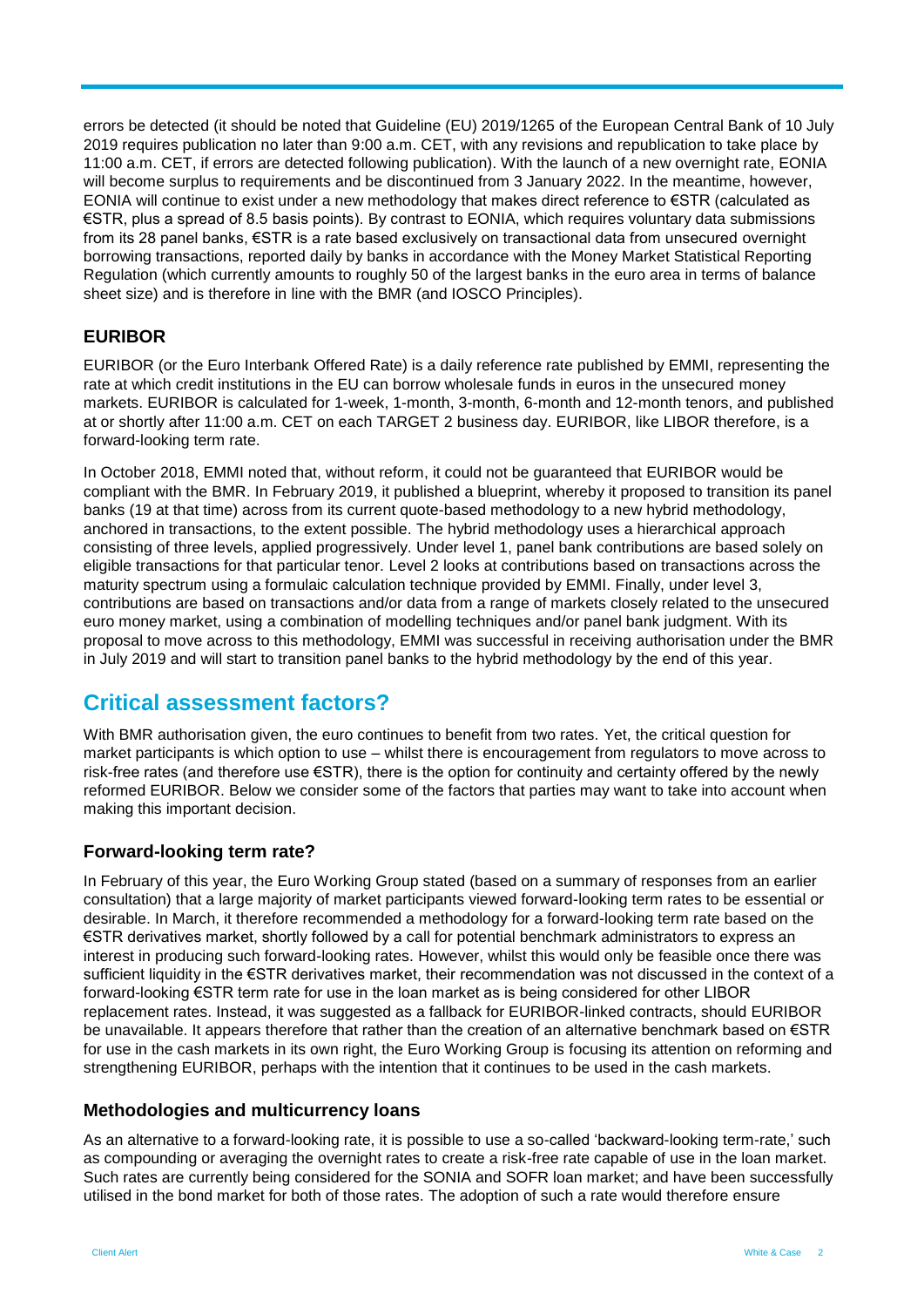errors be detected (it should be noted that Guideline (EU) 2019/1265 of the European Central Bank of 10 July 2019 requires publication no later than 9:00 a.m. CET, with any revisions and republication to take place by 11:00 a.m. CET, if errors are detected following publication). With the launch of a new overnight rate, EONIA will become surplus to requirements and be discontinued from 3 January 2022. In the meantime, however, EONIA will continue to exist under a new methodology that makes direct reference to €STR (calculated as €STR, plus a spread of 8.5 basis points). By contrast to EONIA, which requires voluntary data submissions from its 28 panel banks, €STR is a rate based exclusively on transactional data from unsecured overnight borrowing transactions, reported daily by banks in accordance with the Money Market Statistical Reporting Regulation (which currently amounts to roughly 50 of the largest banks in the euro area in terms of balance sheet size) and is therefore in line with the BMR (and IOSCO Principles).

### EURIBOR

EURIBOR (or the Euro Interbank Offered Rate) is a daily reference rate published by EMMI, representing the rate at which credit institutions in the EU can borrow wholesale funds in euros in the unsecured money markets. EURIBOR is calculated for 1-week, 1-month, 3-month, 6-month and 12-month tenors, and published at or shortly after 11:00 a.m. CET on each TARGET 2 business day. EURIBOR, like LIBOR therefore, is a forward-looking term rate.

In October 2018, EMMI noted that, without reform, it could not be guaranteed that EURIBOR would be compliant with the BMR. In February 2019, it published a blueprint, whereby it proposed to transition its panel banks (19 at that time) across from its current quote-based methodology to a new hybrid methodology, anchored in transactions, to the extent possible. The hybrid methodology uses a hierarchical approach consisting of three levels, applied progressively. Under level 1, panel bank contributions are based solely on eligible transactions for that particular tenor. Level 2 looks at contributions based on transactions across the maturity spectrum using a formulaic calculation technique provided by EMMI. Finally, under level 3, contributions are based on transactions and/or data from a range of markets closely related to the unsecured euro money market, using a combination of modelling techniques and/or panel bank judgment. With its proposal to move across to this methodology, EMMI was successful in receiving authorisation under the BMR in July 2019 and will start to transition panel banks to the hybrid methodology by the end of this year.

## Critical assessment factors?

With BMR authorisation given, the euro continues to benefit from two rates. Yet, the critical question for market participants is which option to use – whilst there is encouragement from regulators to move across to risk-free rates (and therefore use €STR), there is the option for continuity and certainty offered by the newly reformed EURIBOR. Below we consider some of the factors that parties may want to take into account when making this important decision.

### Forward-looking term rate?

In February of this year, the Euro Working Group stated (based on a summary of responses from an earlier consultation) that a large majority of market participants viewed forward-looking term rates to be essential or desirable. In March, it therefore recommended a methodology for a forward-looking term rate based on the €STR derivatives market, shortly followed by a call for potential benchmark administrators to express an interest in producing such forward-looking rates. However, whilst this would only be feasible once there was sufficient liquidity in the €STR derivatives market, their recommendation was not discussed in the context of a forward-looking €STR term rate for use in the loan market as is being considered for other LIBOR replacement rates. Instead, it was suggested as a fallback for EURIBOR-linked contracts, should EURIBOR be unavailable. It appears therefore that rather than the creation of an alternative benchmark based on €STR for use in the cash markets in its own right, the Euro Working Group is focusing its attention on reforming and strengthening EURIBOR, perhaps with the intention that it continues to be used in the cash markets.

### Methodologies and multicurrency loans

As an alternative to a forward-looking rate, it is possible to use a so-called 'backward-looking term-rate,' such as compounding or averaging the overnight rates to create a risk-free rate capable of use in the loan market. Such rates are currently being considered for the SONIA and SOFR loan market; and have been successfully utilised in the bond market for both of those rates. The adoption of such a rate would therefore ensure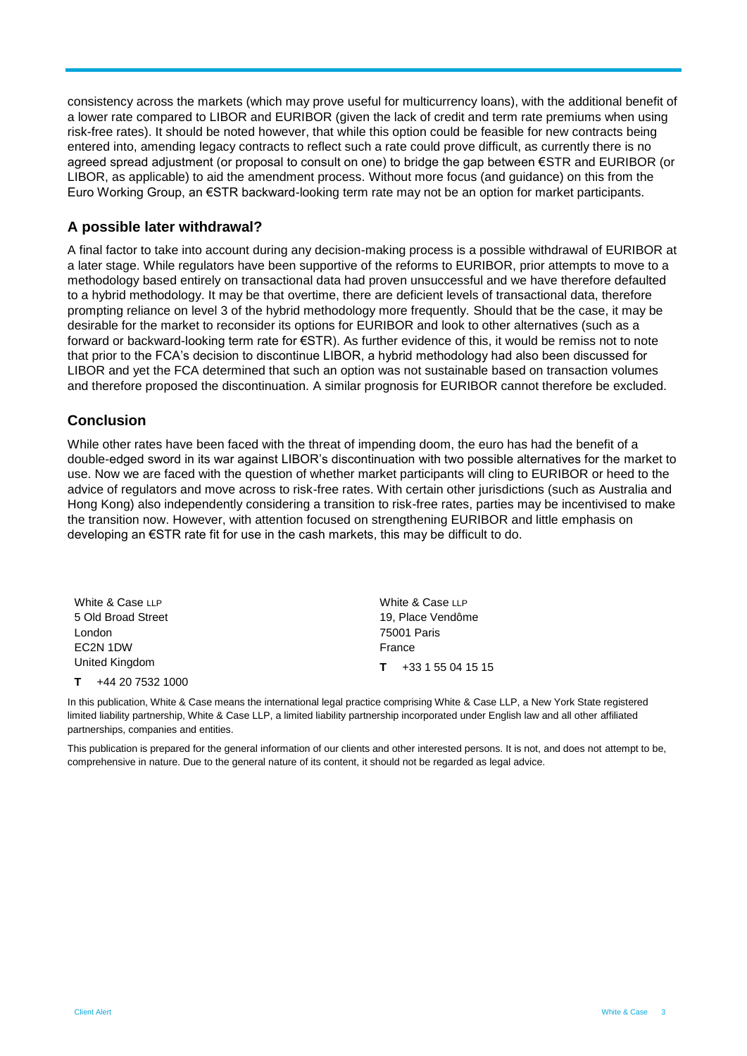consistency across the markets (which may prove useful for multicurrency loans), with the additional benefit of a lower rate compared to LIBOR and EURIBOR (given the lack of credit and term rate premiums when using risk-free rates). It should be noted however, that while this option could be feasible for new contracts being entered into, amending legacy contracts to reflect such a rate could prove difficult, as currently there is no agreed spread adjustment (or proposal to consult on one) to bridge the gap between €STR and EURIBOR (or LIBOR, as applicable) to aid the amendment process. Without more focus (and guidance) on this from the Euro Working Group, an €STR backward-looking term rate may not be an option for market participants.

## A possible later withdrawal?

A final factor to take into account during any decision-making process is a possible withdrawal of EURIBOR at a later stage. While regulators have been supportive of the reforms to EURIBOR, prior attempts to move to a methodology based entirely on transactional data had proven unsuccessful and we have therefore defaulted to a hybrid methodology. It may be that overtime, there are deficient levels of transactional data, therefore prompting reliance on level 3 of the hybrid methodology more frequently. Should that be the case, it may be desirable for the market to reconsider its options for EURIBOR and look to other alternatives (such as a forward or backward-looking term rate for €STR). As further evidence of this, it would be remiss not to note that prior to the FCA's decision to discontinue LIBOR, a hybrid methodology had also been discussed for LIBOR and yet the FCA determined that such an option was not sustainable based on transaction volumes and therefore proposed the discontinuation. A similar prognosis for EURIBOR cannot therefore be excluded.

## Conclusion

While other rates have been faced with the threat of impending doom, the euro has had the benefit of a double-edged sword in its war against LIBOR's discontinuation with two possible alternatives for the market to use. Now we are faced with the question of whether market participants will cling to EURIBOR or heed to the advice of regulators and move across to risk-free rates. With certain other jurisdictions (such as Australia and Hong Kong) also independently considering a transition to risk-free rates, parties may be incentivised to make the transition now. However, with attention focused on strengthening EURIBOR and little emphasis on developing an €STR rate fit for use in the cash markets, this may be difficult to do.

White & Case LLP
5 Old Broad Street
London
EC2N 1DW
United Kingdom

**T** +44 20 7532 1000

White & Case LLP
19, Place Vendôme
75001 Paris
France

**T** +33 1 55 04 15 15

In this publication, White & Case means the international legal practice comprising White & Case LLP, a New York State registered limited liability partnership, White & Case LLP, a limited liability partnership incorporated under English law and all other affiliated partnerships, companies and entities.

This publication is prepared for the general information of our clients and other interested persons. It is not, and does not attempt to be, comprehensive in nature. Due to the general nature of its content, it should not be regarded as legal advice.